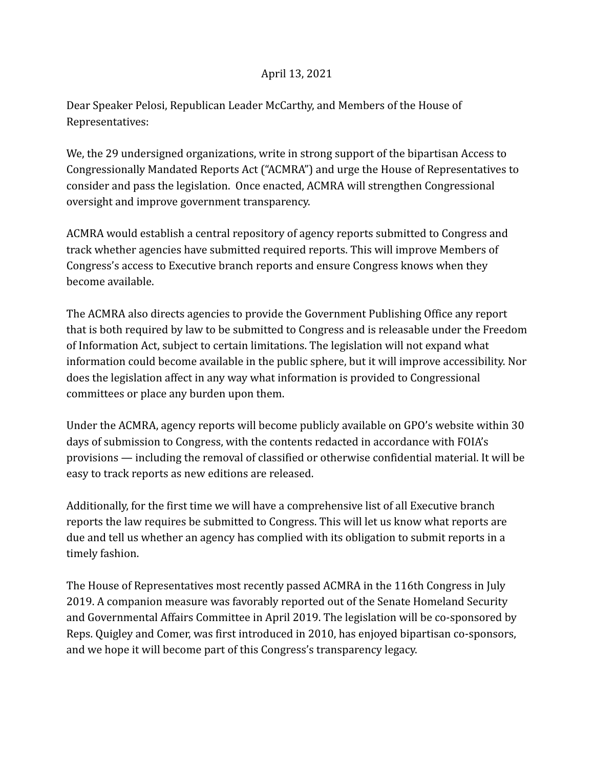April 13, 2021

Dear Speaker Pelosi, Republican Leader McCarthy, and Members of the House of Representatives:

We, the 29 undersigned organizations, write in strong support of the bipartisan Access to Congressionally Mandated Reports Act ("ACMRA") and urge the House of Representatives to consider and pass the legislation. Once enacted, ACMRA will strengthen Congressional oversight and improve government transparency.

ACMRA would establish a central repository of agency reports submitted to Congress and track whether agencies have submitted required reports. This will improve Members of Congress's access to Executive branch reports and ensure Congress knows when they become available.

The ACMRA also directs agencies to provide the Government Publishing Office any report that is both required by law to be submitted to Congress and is releasable under the Freedom of Information Act, subject to certain limitations. The legislation will not expand what information could become available in the public sphere, but it will improve accessibility. Nor does the legislation affect in any way what information is provided to Congressional committees or place any burden upon them.

Under the ACMRA, agency reports will become publicly available on GPO's website within 30 days of submission to Congress, with the contents redacted in accordance with FOIA's provisions — including the removal of classified or otherwise confidential material. It will be easy to track reports as new editions are released.

Additionally, for the first time we will have a comprehensive list of all Executive branch reports the law requires be submitted to Congress. This will let us know what reports are due and tell us whether an agency has complied with its obligation to submit reports in a timely fashion.

The House of Representatives most recently passed ACMRA in the 116th Congress in July 2019. A companion measure was favorably reported out of the Senate Homeland Security and Governmental Affairs Committee in April 2019. The legislation will be co-sponsored by Reps. Quigley and Comer, was first introduced in 2010, has enjoyed bipartisan co-sponsors, and we hope it will become part of this Congress's transparency legacy.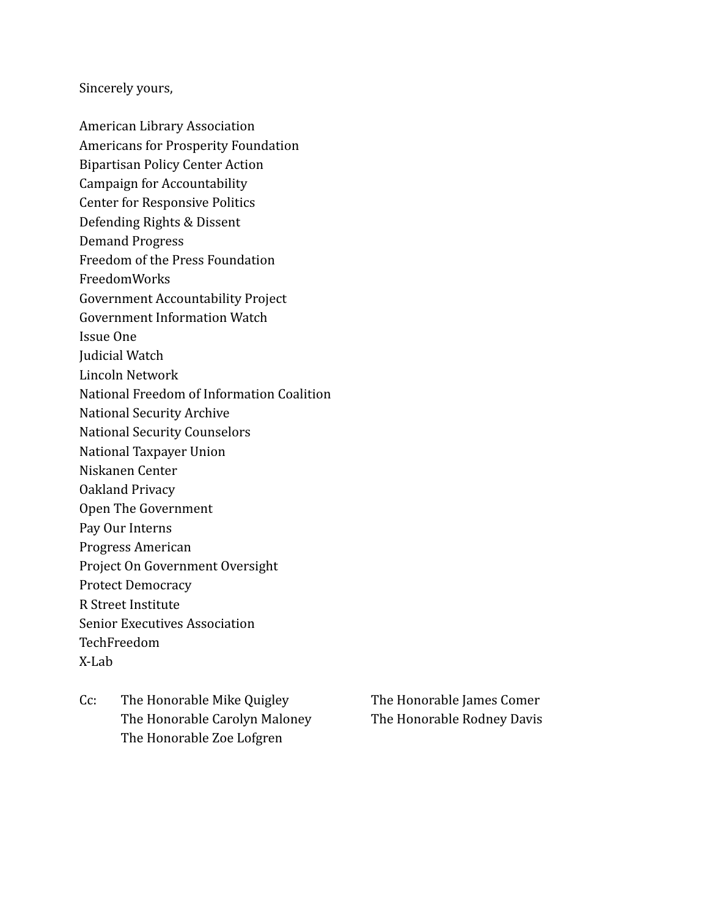Sincerely yours,

American Library Association
Americans for Prosperity Foundation
Bipartisan Policy Center Action
Campaign for Accountability
Center for Responsive Politics
Defending Rights & Dissent
Demand Progress
Freedom of the Press Foundation
FreedomWorks
Government Accountability Project
Government Information Watch
Issue One
Judicial Watch
Lincoln Network
National Freedom of Information Coalition
National Security Archive
National Security Counselors
National Taxpayer Union
Niskanen Center
Oakland Privacy
Open The Government
Pay Our Interns
Progress American
Project On Government Oversight
Protect Democracy
R Street Institute
Senior Executives Association
TechFreedom
X-Lab

Cc: The Honorable Mike Quigley
The Honorable Carolyn Maloney
The Honorable Zoe Lofgren
The Honorable James Comer
The Honorable Rodney Davis